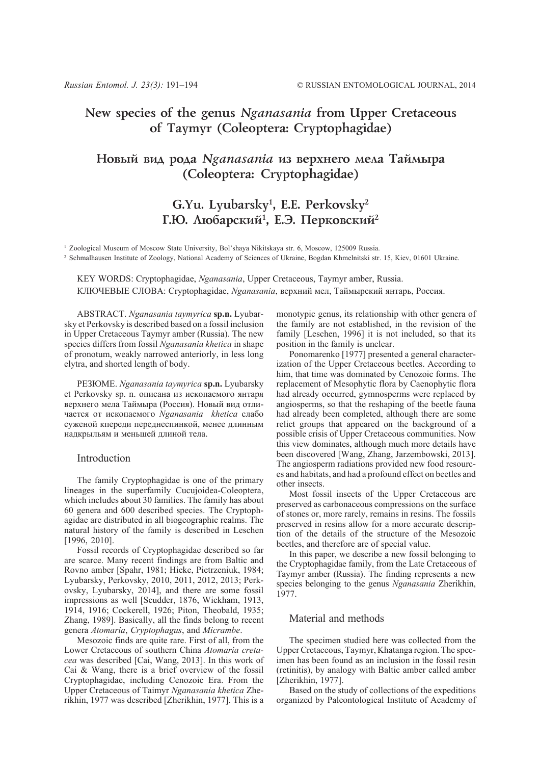# New species of the genus *Nganasania* from Upper Cretaceous of Taymyr (Coleoptera: Cryptophagidae)

# Новый вид рода *Nganasania* из верхнего мела Таймыра (Coleoptera: Cryptophagidae)

## G.Yu. Lyubarsky[1], E.E. Perkovsky[2]
## Г.Ю. Любарский[1], Е.Э. Перковский[2]

[1] Zoological Museum of Moscow State University, Bol'shaya Nikitskaya str. 6, Moscow, 125009 Russia.

[2] Schmalhausen Institute of Zoology, National Academy of Sciences of Ukraine, Bogdan Khmelnitski str. 15, Kiev, 01601 Ukraine.

KEY WORDS: Cryptophagidae, *Nganasania*, Upper Cretaceous, Taymyr amber, Russia.

КЛЮЧЕВЫЕ СЛОВА: Cryptophagidae, *Nganasania*, верхний мел, Таймырский янтарь, Россия.

ABSTRACT. *Nganasania taymyrica* **sp.n.** Lyubarsky et Perkovsky is described based on a fossil inclusion in Upper Cretaceous Taymyr amber (Russia). The new species differs from fossil *Nganasania khetica* in shape of pronotum, weakly narrowed anteriorly, in less long elytra, and shorted length of body.

РЕЗЮМЕ. *Nganasania taymyrica* **sp.n.** Lyubarsky et Perkovsky sp. n. описана из ископаемого янтаря верхнего мела Таймыра (Россия). Новый вид отличается от ископаемого *Nganasania khetica* слабо суженой кпереди переднеспинкой, менее длинным надкрыльям и меньшей длиной тела.

## Introduction

The family Cryptophagidae is one of the primary lineages in the superfamily Cucujoidea-Coleoptera, which includes about 30 families. The family has about 60 genera and 600 described species. The Cryptophagidae are distributed in all biogeographic realms. The natural history of the family is described in Leschen [1996, 2010].

Fossil records of Cryptophagidae described so far are scarce. Many recent findings are from Baltic and Rovno amber [Spahr, 1981; Hieke, Pietrzeniuk, 1984; Lyubarsky, Perkovsky, 2010, 2011, 2012, 2013; Perkovsky, Lyubarsky, 2014], and there are some fossil impressions as well [Scudder, 1876, Wickham, 1913, 1914, 1916; Cockerell, 1926; Piton, Theobald, 1935; Zhang, 1989]. Basically, all the finds belong to recent genera *Atomaria*, *Cryptophagus*, and *Micrambe*.

Mesozoic finds are quite rare. First of all, from the Lower Cretaceous of southern China *Atomaria cretacea* was described [Cai, Wang, 2013]. In this work of Cai & Wang, there is a brief overview of the fossil Cryptophagidae, including Cenozoic Era. From the Upper Cretaceous of Taimyr *Nganasania khetica* Zherikhin, 1977 was described [Zherikhin, 1977]. This is a monotypic genus, its relationship with other genera of the family are not established, in the revision of the family [Leschen, 1996] it is not included, so that its position in the family is unclear.

Ponomarenko [1977] presented a general characterization of the Upper Cretaceous beetles. According to him, that time was dominated by Cenozoic forms. The replacement of Mesophytic flora by Caenophytic flora had already occurred, gymnosperms were replaced by angiosperms, so that the reshaping of the beetle fauna had already been completed, although there are some relict groups that appeared on the background of a possible crisis of Upper Cretaceous communities. Now this view dominates, although much more details have been discovered [Wang, Zhang, Jarzembowski, 2013]. The angiosperm radiations provided new food resources and habitats, and had a profound effect on beetles and other insects.

Most fossil insects of the Upper Cretaceous are preserved as carbonaceous compressions on the surface of stones or, more rarely, remains in resins. The fossils preserved in resins allow for a more accurate description of the details of the structure of the Mesozoic beetles, and therefore are of special value.

In this paper, we describe a new fossil belonging to the Cryptophagidae family, from the Late Cretaceous of Taymyr amber (Russia). The finding represents a new species belonging to the genus *Nganasania* Zherikhin, 1977.

## Material and methods

The specimen studied here was collected from the Upper Cretaceous, Taymyr, Khatanga region. The specimen has been found as an inclusion in the fossil resin (retinitis), by analogy with Baltic amber called amber [Zherikhin, 1977].

Based on the study of collections of the expeditions organized by Paleontological Institute of Academy of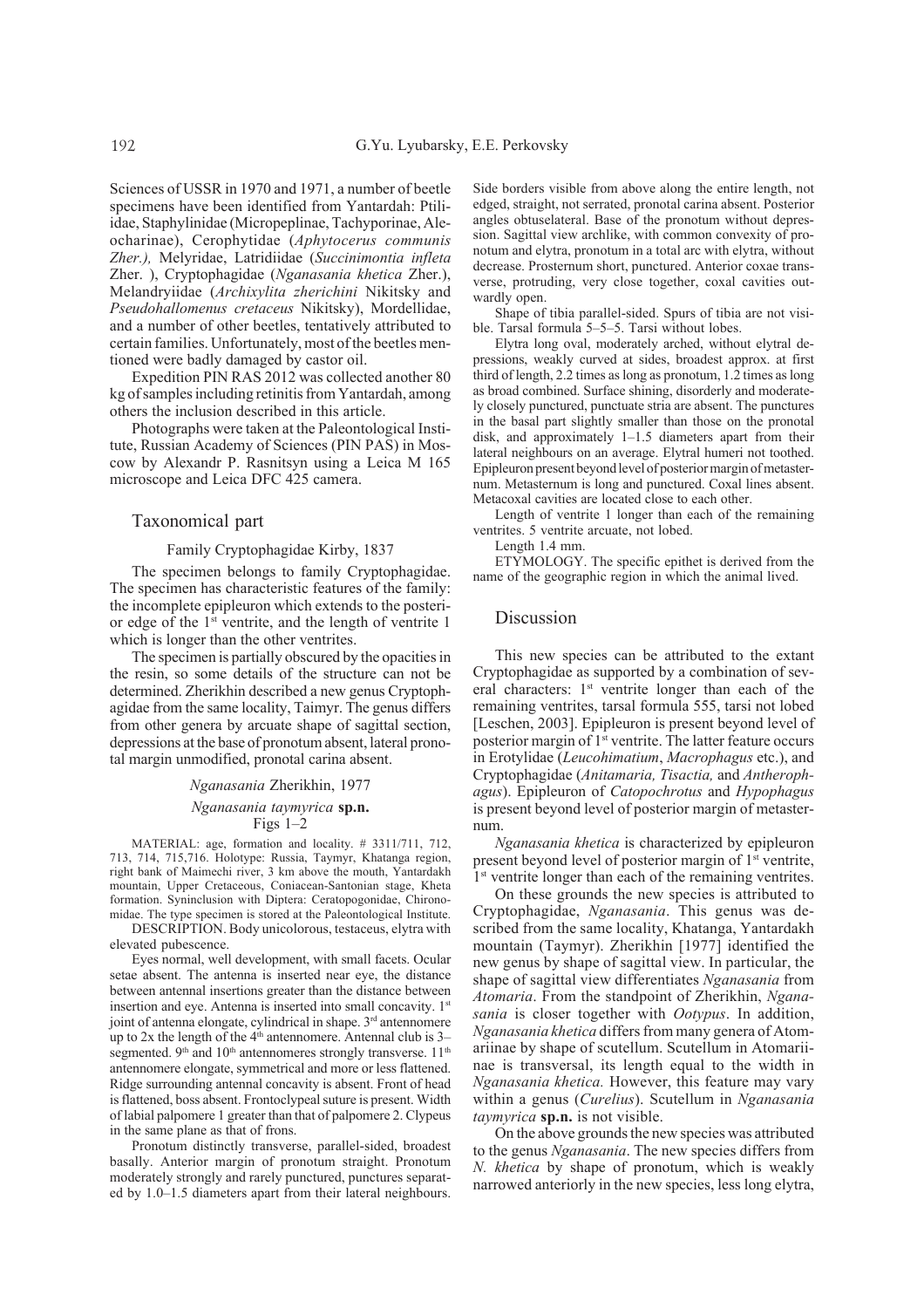Sciences of USSR in 1970 and 1971, a number of beetle specimens have been identified from Yantardah: Ptiliidae, Staphylinidae (Micropeplinae, Tachyporinae, Aleocharinae), Cerophytidae (*Aphytocerus communis Zher.),* Melyridae, Latridiidae (*Succinimontia infleta* Zher. ), Cryptophagidae (*Nganasania khetica* Zher.), Melandryiidae (*Archixylita zherichini* Nikitsky and *Pseudohallomenus cretaceus* Nikitsky), Mordellidae, and a number of other beetles, tentatively attributed to certain families. Unfortunately, most of the beetles mentioned were badly damaged by castor oil.

Expedition PIN RAS 2012 was collected another 80 kg of samples including retinitis from Yantardah, among others the inclusion described in this article.

Photographs were taken at the Paleontological Institute, Russian Academy of Sciences (PIN PAS) in Moscow by Alexandr P. Rasnitsyn using a Leica M 165 microscope and Leica DFC 425 camera.

## Taxonomical part

### Family Cryptophagidae Kirby, 1837

The specimen belongs to family Cryptophagidae. The specimen has characteristic features of the family: the incomplete epipleuron which extends to the posterior edge of the 1st ventrite, and the length of ventrite 1 which is longer than the other ventrites.

The specimen is partially obscured by the opacities in the resin, so some details of the structure can not be determined. Zherikhin described a new genus Cryptophagidae from the same locality, Taimyr. The genus differs from other genera by arcuate shape of sagittal section, depressions at the base of pronotum absent, lateral pronotal margin unmodified, pronotal carina absent.

### *Nganasania* Zherikhin, 1977

### *Nganasania taymyrica* **sp.n.**

Figs 1–2

MATERIAL: age, formation and locality. # 3311/711, 712, 713, 714, 715,716. Holotype: Russia, Taymyr, Khatanga region, right bank of Maimechi river, 3 km above the mouth, Yantardakh mountain, Upper Cretaceous, Coniacean-Santonian stage, Kheta formation. Syninclusion with Diptera: Ceratopogonidae, Chironomidae. The type specimen is stored at the Paleontological Institute.

DESCRIPTION. Body unicolorous, testaceus, elytra with elevated pubescence.

Eyes normal, well development, with small facets. Ocular setae absent. The antenna is inserted near eye, the distance between antennal insertions greater than the distance between insertion and eye. Antenna is inserted into small concavity. 1st joint of antenna elongate, cylindrical in shape. 3rd antennomere up to 2x the length of the 4th antennomere. Antennal club is 3–segmented. 9th and 10th antennomeres strongly transverse. 11th antennomere elongate, symmetrical and more or less flattened. Ridge surrounding antennal concavity is absent. Front of head is flattened, boss absent. Frontoclypeal suture is present. Width of labial palpomere 1 greater than that of palpomere 2. Clypeus in the same plane as that of frons.

Pronotum distinctly transverse, parallel-sided, broadest basally. Anterior margin of pronotum straight. Pronotum moderately strongly and rarely punctured, punctures separated by 1.0–1.5 diameters apart from their lateral neighbours. Side borders visible from above along the entire length, not edged, straight, not serrated, pronotal carina absent. Posterior angles obtuselateral. Base of the pronotum without depression. Sagittal view archlike, with common convexity of pronotum and elytra, pronotum in a total arc with elytra, without decrease. Prosternum short, punctured. Anterior coxae transverse, protruding, very close together, coxal cavities outwardly open.

Shape of tibia parallel-sided. Spurs of tibia are not visible. Tarsal formula 5–5–5. Tarsi without lobes.

Elytra long oval, moderately arched, without elytral depressions, weakly curved at sides, broadest approx. at first third of length, 2.2 times as long as pronotum, 1.2 times as long as broad combined. Surface shining, disorderly and moderately closely punctured, punctuate stria are absent. The punctures in the basal part slightly smaller than those on the pronotal disk, and approximately 1–1.5 diameters apart from their lateral neighbours on an average. Elytral humeri not toothed. Epipleuron present beyond level of posterior margin of metasternum. Metasternum is long and punctured. Coxal lines absent. Metacoxal cavities are located close to each other.

Length of ventrite 1 longer than each of the remaining ventrites. 5 ventrite arcuate, not lobed.

Length 1.4 mm.

ETYMOLOGY. The specific epithet is derived from the name of the geographic region in which the animal lived.

## Discussion

This new species can be attributed to the extant Cryptophagidae as supported by a combination of several characters: 1st ventrite longer than each of the remaining ventrites, tarsal formula 555, tarsi not lobed [Leschen, 2003]. Epipleuron is present beyond level of posterior margin of 1st ventrite. The latter feature occurs in Erotylidae (*Leucohimatium*, *Macrophagus* etc.), and Cryptophagidae (*Anitamaria, Tisactia,* and *Antherophagus*). Epipleuron of *Catopochrotus* and *Hypophagus* is present beyond level of posterior margin of metasternum.

*Nganasania khetica* is characterized by epipleuron present beyond level of posterior margin of 1st ventrite, 1st ventrite longer than each of the remaining ventrites.

On these grounds the new species is attributed to Cryptophagidae, *Nganasania*. This genus was described from the same locality, Khatanga, Yantardakh mountain (Taymyr). Zherikhin [1977] identified the new genus by shape of sagittal view. In particular, the shape of sagittal view differentiates *Nganasania* from *Atomaria*. From the standpoint of Zherikhin, *Nganasania* is closer together with *Ootypus*. In addition, *Nganasania khetica* differs from many genera of Atomariinae by shape of scutellum. Scutellum in Atomariinae is transversal, its length equal to the width in *Nganasania khetica.* However, this feature may vary within a genus (*Curelius*). Scutellum in *Nganasania taymyrica* **sp.n.** is not visible.

On the above grounds the new species was attributed to the genus *Nganasania*. The new species differs from *N. khetica* by shape of pronotum, which is weakly narrowed anteriorly in the new species, less long elytra,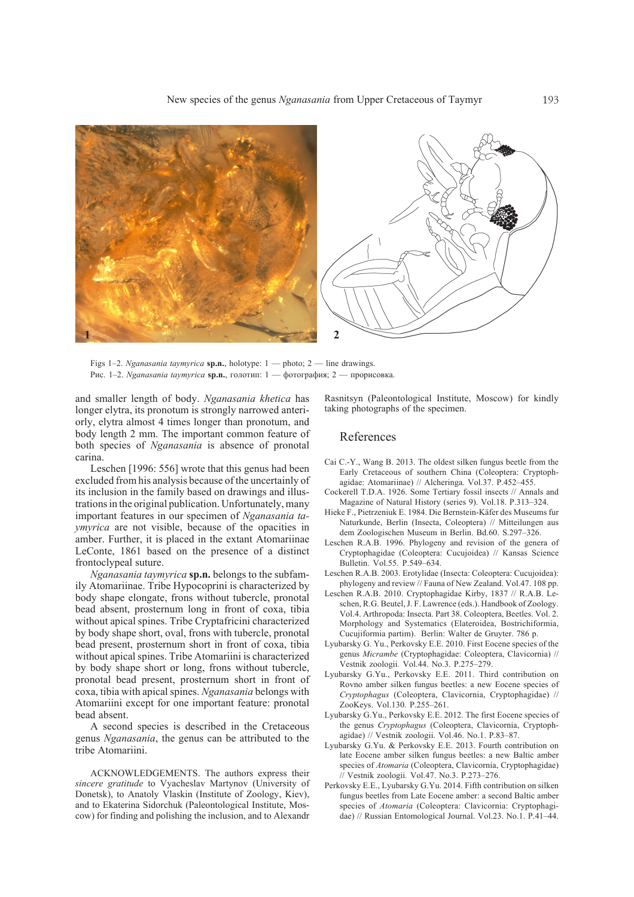Figs 1–2. *Nganasania taymyrica* **sp.n.**, holotype: 1 — photo; 2 — line drawings.
Рис. 1–2. *Nganasania taymyrica* **sp.n.**, голотип: 1 — фотография; 2 — прорисовка.

and smaller length of body. *Nganasania khetica* has longer elytra, its pronotum is strongly narrowed anteriorly, elytra almost 4 times longer than pronotum, and body length 2 mm. The important common feature of both species of *Nganasania* is absence of pronotal carina.

Leschen [1996: 556] wrote that this genus had been excluded from his analysis because of the uncertainly of its inclusion in the family based on drawings and illustrations in the original publication. Unfortunately, many important features in our specimen of *Nganasania taymyrica* are not visible, because of the opacities in amber. Further, it is placed in the extant Atomariinae LeConte, 1861 based on the presence of a distinct frontoclypeal suture.

*Nganasania taymyrica* **sp.n.** belongs to the subfamily Atomariinae. Tribe Hypocoprini is characterized by body shape elongate, frons without tubercle, pronotal bead absent, prosternum long in front of coxa, tibia without apical spines. Tribe Cryptafricini characterized by body shape short, oval, frons with tubercle, pronotal bead present, prosternum short in front of coxa, tibia without apical spines. Tribe Atomariini is characterized by body shape short or long, frons without tubercle, pronotal bead present, prosternum short in front of coxa, tibia with apical spines. *Nganasania* belongs with Atomariini except for one important feature: pronotal bead absent.

A second species is described in the Cretaceous genus *Nganasania*, the genus can be attributed to the tribe Atomariini.

ACKNOWLEDGEMENTS. The authors express their *sincere gratitude* to Vyacheslav Martynov (University of Donetsk), to Anatoly Vlaskin (Institute of Zoology, Kiev), and to Ekaterina Sidorchuk (Paleontological Institute, Moscow) for finding and polishing the inclusion, and to Alexandr Rasnitsyn (Paleontological Institute, Moscow) for kindly taking photographs of the specimen.

## References

Cai C.-Y., Wang B. 2013. The oldest silken fungus beetle from the Early Cretaceous of southern China (Coleoptera: Cryptophagidae: Atomariinae) // Alcheringa. Vol.37. P.452–455.

Cockerell T.D.A. 1926. Some Tertiary fossil insects // Annals and Magazine of Natural History (series 9). Vol.18. P.313–324.

Hieke F., Pietrzeniuk E. 1984. Die Bernstein-Käfer des Museums fur Naturkunde, Berlin (Insecta, Coleoptera) // Mitteilungen aus dem Zoologischen Museum in Berlin. Bd.60. S.297–326.

Leschen R.A.B. 1996. Phylogeny and revision of the genera of Cryptophagidae (Coleoptera: Cucujoidea) // Kansas Science Bulletin. Vol.55. P.549–634.

Leschen R.A.B. 2003. Erotylidae (Insecta: Coleoptera: Cucujoidea): phylogeny and review // Fauna of New Zealand. Vol.47. 108 pp.

Leschen R.A.B. 2010. Cryptophagidae Kirby, 1837 // R.A.B. Leschen, R.G. Beutel, J. F. Lawrence (eds.). Handbook of Zoology. Vol.4. Arthropoda: Insecta. Part 38. Coleoptera, Beetles. Vol. 2. Morphology and Systematics (Elateroidea, Bostrichiformia, Cucujiformia partim). Berlin: Walter de Gruyter. 786 p.

Lyubarsky G. Yu., Perkovsky E.E. 2010. First Eocene species of the genus *Micrambe* (Cryptophagidae: Coleoptera, Clavicornia) // Vestnik zoologii. Vol.44. No.3. P.275–279.

Lyubarsky G.Yu., Perkovsky E.E. 2011. Third contribution on Rovno amber silken fungus beetles: a new Eocene species of *Cryptophagus* (Coleoptera, Clavicornia, Cryptophagidae) // ZooKeys. Vol.130. P.255–261.

Lyubarsky G.Yu., Perkovsky E.E. 2012. The first Eocene species of the genus *Cryptophagus* (Coleoptera, Clavicornia, Cryptophagidae) // Vestnik zoologii. Vol.46. No.1. P.83–87.

Lyubarsky G.Yu. & Perkovsky E.E. 2013. Fourth contribution on late Eocene amber silken fungus beetles: a new Baltic amber species of *Atomaria* (Coleoptera, Clavicornia, Cryptophagidae) // Vestnik zoologii. Vol.47. No.3. P.273–276.

Perkovsky E.E., Lyubarsky G.Yu. 2014. Fifth contribution on silken fungus beetles from Late Eocene amber: a second Baltic amber species of *Atomaria* (Coleoptera: Clavicornia: Cryptophagidae) // Russian Entomological Journal. Vol.23. No.1. P.41–44.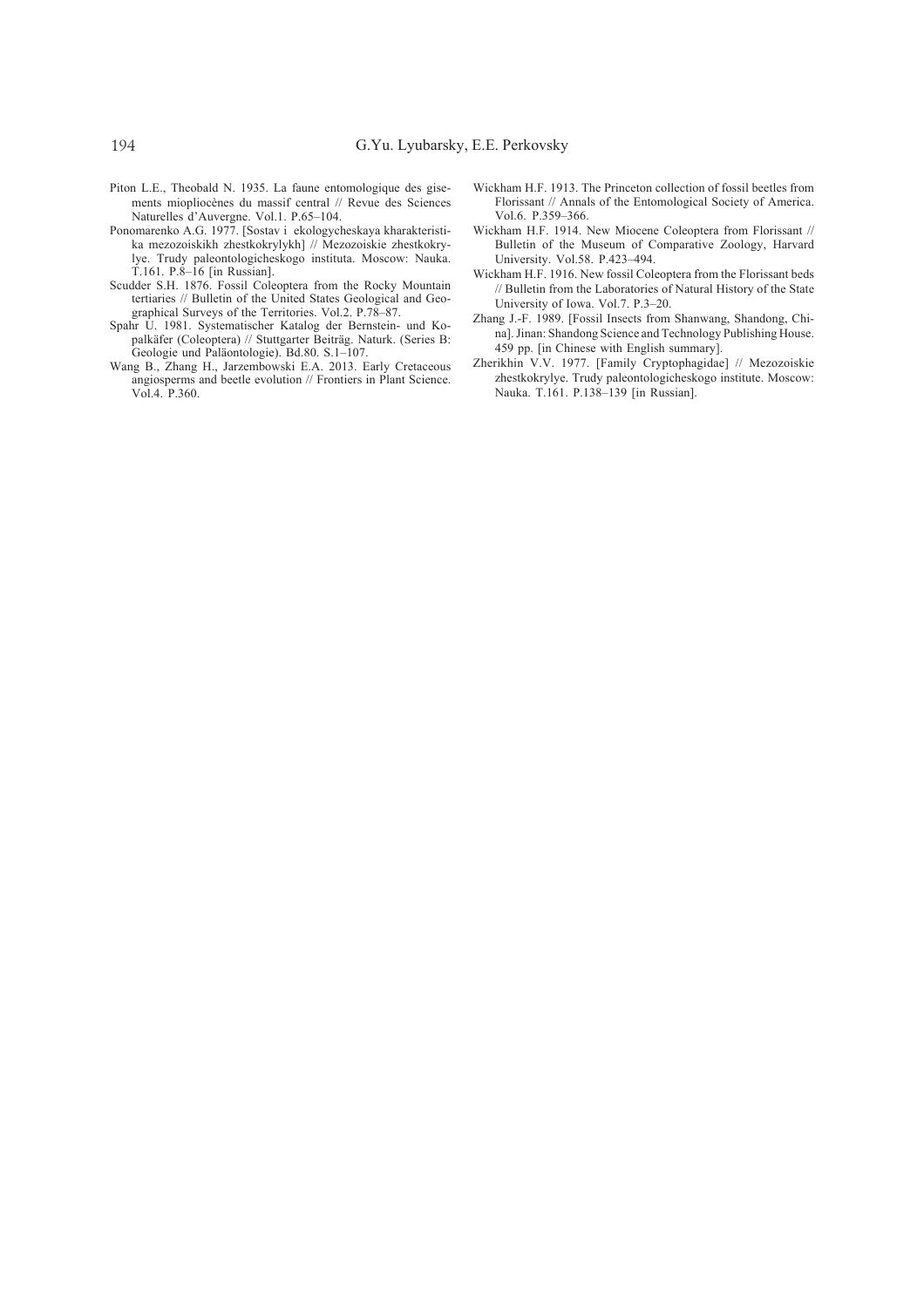Piton L.E., Theobald N. 1935. La faune entomologique des gisements miopliocènes du massif central // Revue des Sciences Naturelles d'Auvergne. Vol.1. P.65–104.

Ponomarenko A.G. 1977. [Sostav i ekologycheskaya kharakteristika mezozoiskikh zhestkokrylykh] // Mezozoiskie zhestkokrylye. Trudy paleontologicheskogo instituta. Moscow: Nauka. T.161. P.8–16 [in Russian].

Scudder S.H. 1876. Fossil Coleoptera from the Rocky Mountain tertiaries // Bulletin of the United States Geological and Geographical Surveys of the Territories. Vol.2. P.78–87.

Spahr U. 1981. Systematischer Katalog der Bernstein- und Kopalkäfer (Coleoptera) // Stuttgarter Beiträg. Naturk. (Series B: Geologie und Paläontologie). Bd.80. S.1–107.

Wang B., Zhang H., Jarzembowski E.A. 2013. Early Cretaceous angiosperms and beetle evolution // Frontiers in Plant Science. Vol.4. P.360.

Wickham H.F. 1913. The Princeton collection of fossil beetles from Florissant // Annals of the Entomological Society of America. Vol.6. P.359–366.

Wickham H.F. 1914. New Miocene Coleoptera from Florissant // Bulletin of the Museum of Comparative Zoology, Harvard University. Vol.58. P.423–494.

Wickham H.F. 1916. New fossil Coleoptera from the Florissant beds // Bulletin from the Laboratories of Natural History of the State University of Iowa. Vol.7. P.3–20.

Zhang J.-F. 1989. [Fossil Insects from Shanwang, Shandong, China]. Jinan: Shandong Science and Technology Publishing House. 459 pp. [in Chinese with English summary].

Zherikhin V.V. 1977. [Family Cryptophagidae] // Mezozoiskie zhestkokrylye. Trudy paleontologicheskogo institute. Moscow: Nauka. T.161. P.138–139 [in Russian].